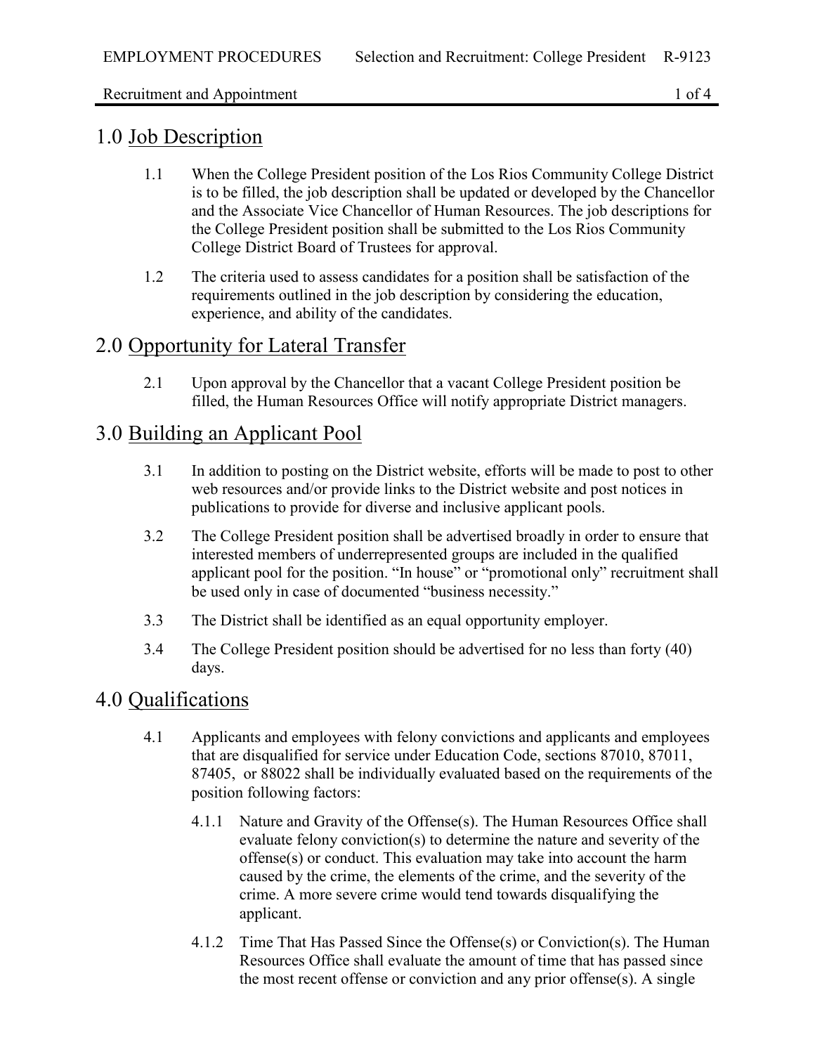## 1.0 Job Description

1.1 When the College President position of the Los Rios Community College District is to be filled, the job description shall be updated or developed by the Chancellor and the Associate Vice Chancellor of Human Resources. The job descriptions for the College President position shall be submitted to the Los Rios Community College District Board of Trustees for approval.

1.2 The criteria used to assess candidates for a position shall be satisfaction of the requirements outlined in the job description by considering the education, experience, and ability of the candidates.

## 2.0 Opportunity for Lateral Transfer

2.1 Upon approval by the Chancellor that a vacant College President position be filled, the Human Resources Office will notify appropriate District managers.

## 3.0 Building an Applicant Pool

3.1 In addition to posting on the District website, efforts will be made to post to other web resources and/or provide links to the District website and post notices in publications to provide for diverse and inclusive applicant pools.

3.2 The College President position shall be advertised broadly in order to ensure that interested members of underrepresented groups are included in the qualified applicant pool for the position. "In house" or "promotional only" recruitment shall be used only in case of documented "business necessity."

3.3 The District shall be identified as an equal opportunity employer.

3.4 The College President position should be advertised for no less than forty (40) days.

## 4.0 Qualifications

4.1 Applicants and employees with felony convictions and applicants and employees that are disqualified for service under Education Code, sections 87010, 87011, 87405, or 88022 shall be individually evaluated based on the requirements of the position following factors:

4.1.1 Nature and Gravity of the Offense(s). The Human Resources Office shall evaluate felony conviction(s) to determine the nature and severity of the offense(s) or conduct. This evaluation may take into account the harm caused by the crime, the elements of the crime, and the severity of the crime. A more severe crime would tend towards disqualifying the applicant.

4.1.2 Time That Has Passed Since the Offense(s) or Conviction(s). The Human Resources Office shall evaluate the amount of time that has passed since the most recent offense or conviction and any prior offense(s). A single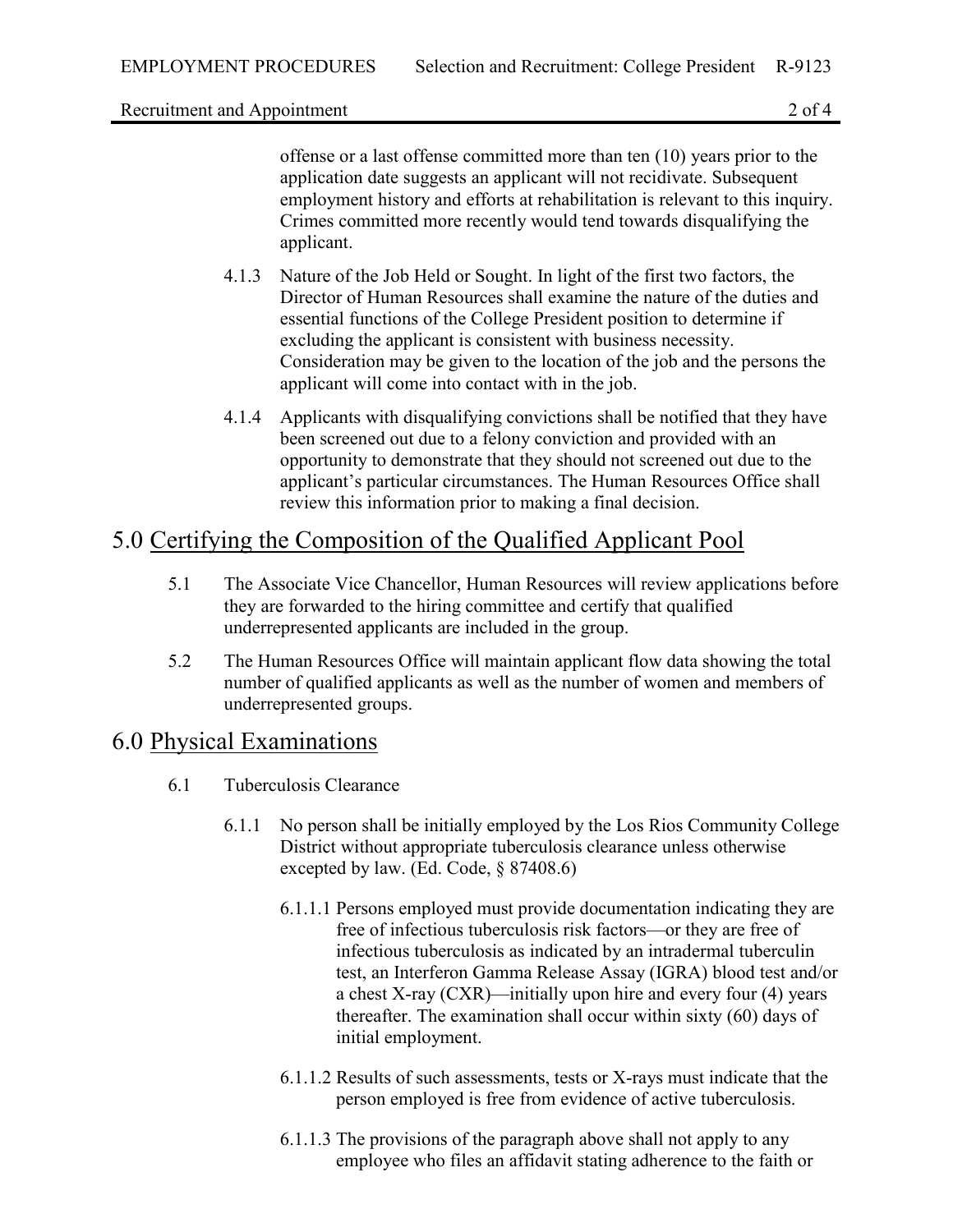offense or a last offense committed more than ten (10) years prior to the application date suggests an applicant will not recidivate. Subsequent employment history and efforts at rehabilitation is relevant to this inquiry. Crimes committed more recently would tend towards disqualifying the applicant.

4.1.3 Nature of the Job Held or Sought. In light of the first two factors, the Director of Human Resources shall examine the nature of the duties and essential functions of the College President position to determine if excluding the applicant is consistent with business necessity. Consideration may be given to the location of the job and the persons the applicant will come into contact with in the job.

4.1.4 Applicants with disqualifying convictions shall be notified that they have been screened out due to a felony conviction and provided with an opportunity to demonstrate that they should not screened out due to the applicant's particular circumstances. The Human Resources Office shall review this information prior to making a final decision.

## 5.0 Certifying the Composition of the Qualified Applicant Pool

5.1 The Associate Vice Chancellor, Human Resources will review applications before they are forwarded to the hiring committee and certify that qualified underrepresented applicants are included in the group.

5.2 The Human Resources Office will maintain applicant flow data showing the total number of qualified applicants as well as the number of women and members of underrepresented groups.

## 6.0 Physical Examinations

6.1 Tuberculosis Clearance

6.1.1 No person shall be initially employed by the Los Rios Community College District without appropriate tuberculosis clearance unless otherwise excepted by law. (Ed. Code, § 87408.6)

6.1.1.1 Persons employed must provide documentation indicating they are free of infectious tuberculosis risk factors—or they are free of infectious tuberculosis as indicated by an intradermal tuberculin test, an Interferon Gamma Release Assay (IGRA) blood test and/or a chest X-ray (CXR)—initially upon hire and every four (4) years thereafter. The examination shall occur within sixty (60) days of initial employment.

6.1.1.2 Results of such assessments, tests or X-rays must indicate that the person employed is free from evidence of active tuberculosis.

6.1.1.3 The provisions of the paragraph above shall not apply to any employee who files an affidavit stating adherence to the faith or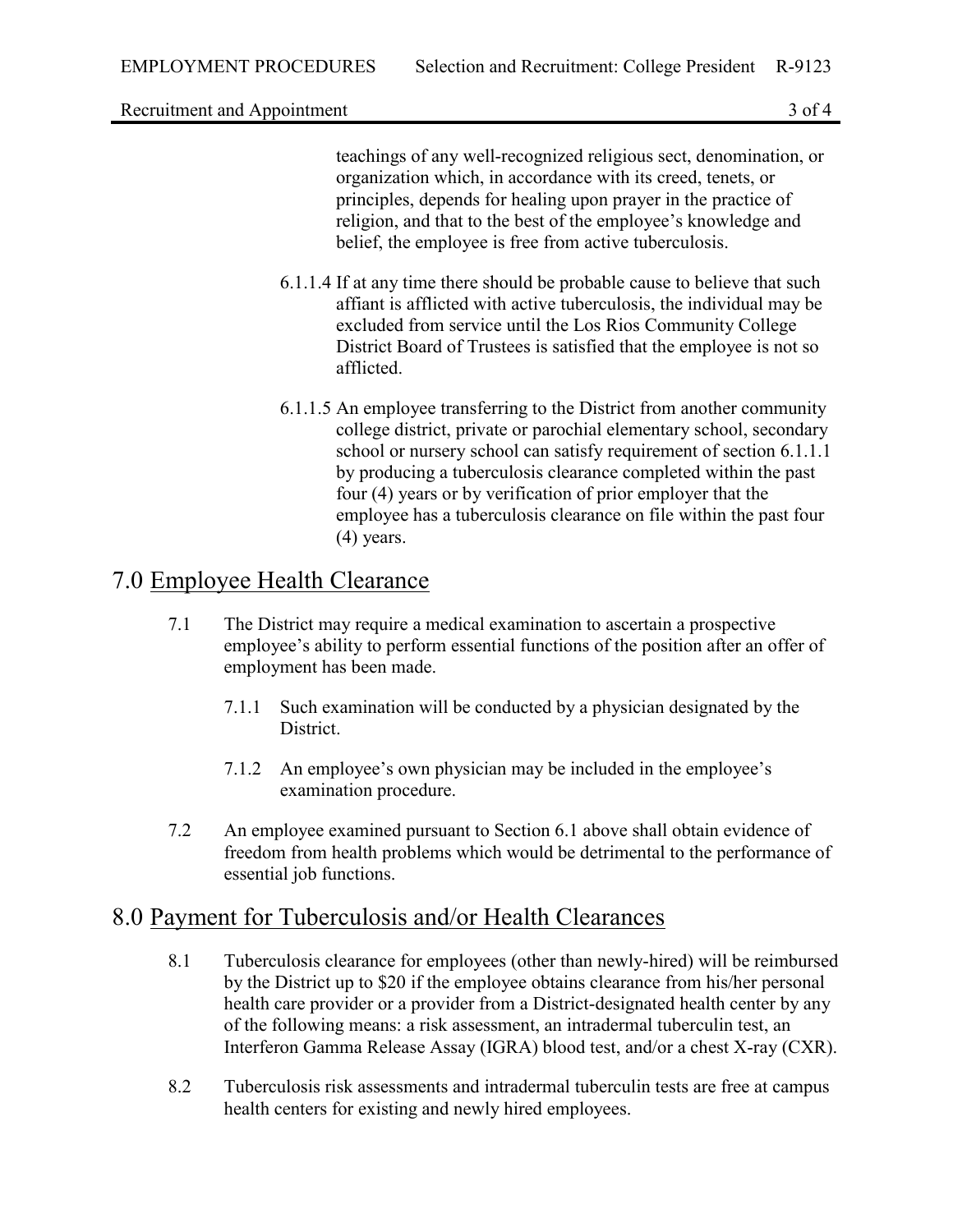teachings of any well-recognized religious sect, denomination, or organization which, in accordance with its creed, tenets, or principles, depends for healing upon prayer in the practice of religion, and that to the best of the employee's knowledge and belief, the employee is free from active tuberculosis.

6.1.1.4 If at any time there should be probable cause to believe that such affiant is afflicted with active tuberculosis, the individual may be excluded from service until the Los Rios Community College District Board of Trustees is satisfied that the employee is not so afflicted.

6.1.1.5 An employee transferring to the District from another community college district, private or parochial elementary school, secondary school or nursery school can satisfy requirement of section 6.1.1.1 by producing a tuberculosis clearance completed within the past four (4) years or by verification of prior employer that the employee has a tuberculosis clearance on file within the past four (4) years.

## 7.0 Employee Health Clearance

7.1 The District may require a medical examination to ascertain a prospective employee's ability to perform essential functions of the position after an offer of employment has been made.

7.1.1 Such examination will be conducted by a physician designated by the District.

7.1.2 An employee's own physician may be included in the employee's examination procedure.

7.2 An employee examined pursuant to Section 6.1 above shall obtain evidence of freedom from health problems which would be detrimental to the performance of essential job functions.

## 8.0 Payment for Tuberculosis and/or Health Clearances

8.1 Tuberculosis clearance for employees (other than newly-hired) will be reimbursed by the District up to $20 if the employee obtains clearance from his/her personal health care provider or a provider from a District-designated health center by any of the following means: a risk assessment, an intradermal tuberculin test, an Interferon Gamma Release Assay (IGRA) blood test, and/or a chest X-ray (CXR).

8.2 Tuberculosis risk assessments and intradermal tuberculin tests are free at campus health centers for existing and newly hired employees.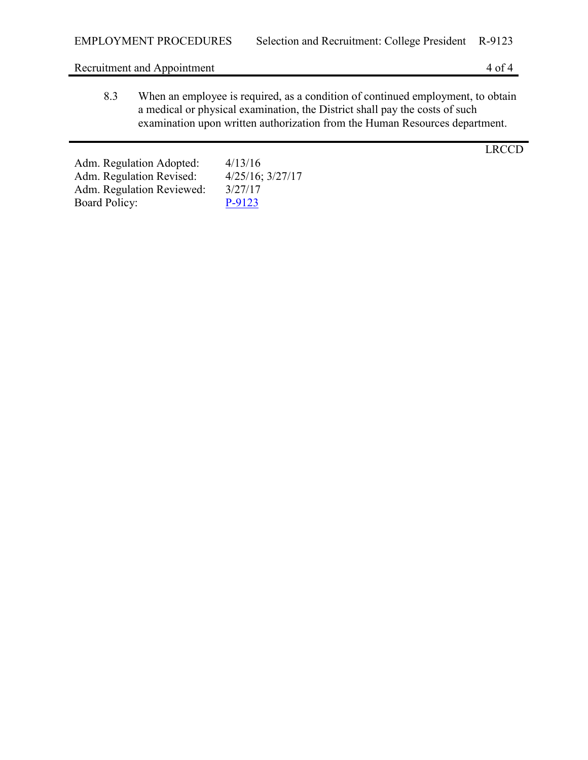8.3 When an employee is required, as a condition of continued employment, to obtain a medical or physical examination, the District shall pay the costs of such examination upon written authorization from the Human Resources department.

---

LRCCD

| | |
|---|---|
| Adm. Regulation Adopted: | 4/13/16 |
| Adm. Regulation Revised: | 4/25/16; 3/27/17 |
| Adm. Regulation Reviewed: | 3/27/17 |
| Board Policy: | P-9123 |